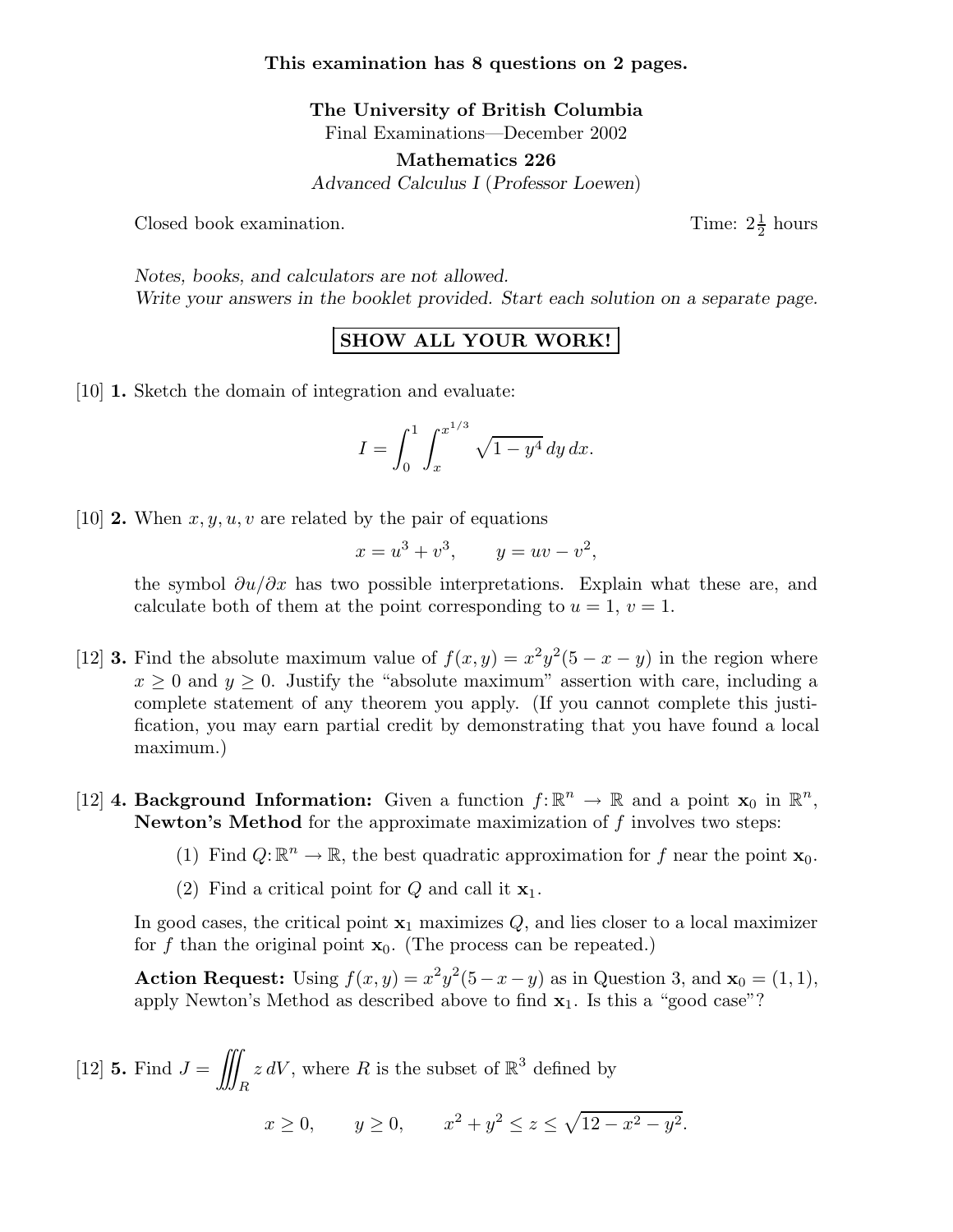**This examination has 8 questions on 2 pages.**

**The University of British Columbia**
Final Examinations—December 2002

**Mathematics 226**
*Advanced Calculus I (Professor Loewen)*

Closed book examination. Time: $2\frac{1}{2}$ hours

*Notes, books, and calculators are not allowed.*
*Write your answers in the booklet provided. Start each solution on a separate page.*

**SHOW ALL YOUR WORK!**

[10] **1.** Sketch the domain of integration and evaluate:

$$I = \int_0^1 \int_x^{x^{1/3}} \sqrt{1 - y^4} \, dy \, dx.$$

[10] **2.** When $x, y, u, v$ are related by the pair of equations

$$x = u^3 + v^3, \qquad y = uv - v^2,$$

the symbol $\partial u / \partial x$ has two possible interpretations. Explain what these are, and calculate both of them at the point corresponding to $u = 1$, $v = 1$.

[12] **3.** Find the absolute maximum value of $f(x, y) = x^2 y^2 (5 - x - y)$ in the region where $x \geq 0$ and $y \geq 0$. Justify the "absolute maximum" assertion with care, including a complete statement of any theorem you apply. (If you cannot complete this justification, you may earn partial credit by demonstrating that you have found a local maximum.)

[12] **4. Background Information:** Given a function $f: \mathbb{R}^n \to \mathbb{R}$ and a point $\mathbf{x}_0$ in $\mathbb{R}^n$, **Newton's Method** for the approximate maximization of $f$ involves two steps:

(1) Find $Q: \mathbb{R}^n \to \mathbb{R}$, the best quadratic approximation for $f$ near the point $\mathbf{x}_0$.

(2) Find a critical point for $Q$ and call it $\mathbf{x}_1$.

In good cases, the critical point $\mathbf{x}_1$ maximizes $Q$, and lies closer to a local maximizer for $f$ than the original point $\mathbf{x}_0$. (The process can be repeated.)

**Action Request:** Using $f(x, y) = x^2 y^2 (5 - x - y)$ as in Question 3, and $\mathbf{x}_0 = (1, 1)$, apply Newton's Method as described above to find $\mathbf{x}_1$. Is this a "good case"?

[12] **5.** Find $J = \iiint_R z \, dV$, where $R$ is the subset of $\mathbb{R}^3$ defined by

$$x \geq 0, \qquad y \geq 0, \qquad x^2 + y^2 \leq z \leq \sqrt{12 - x^2 - y^2}.$$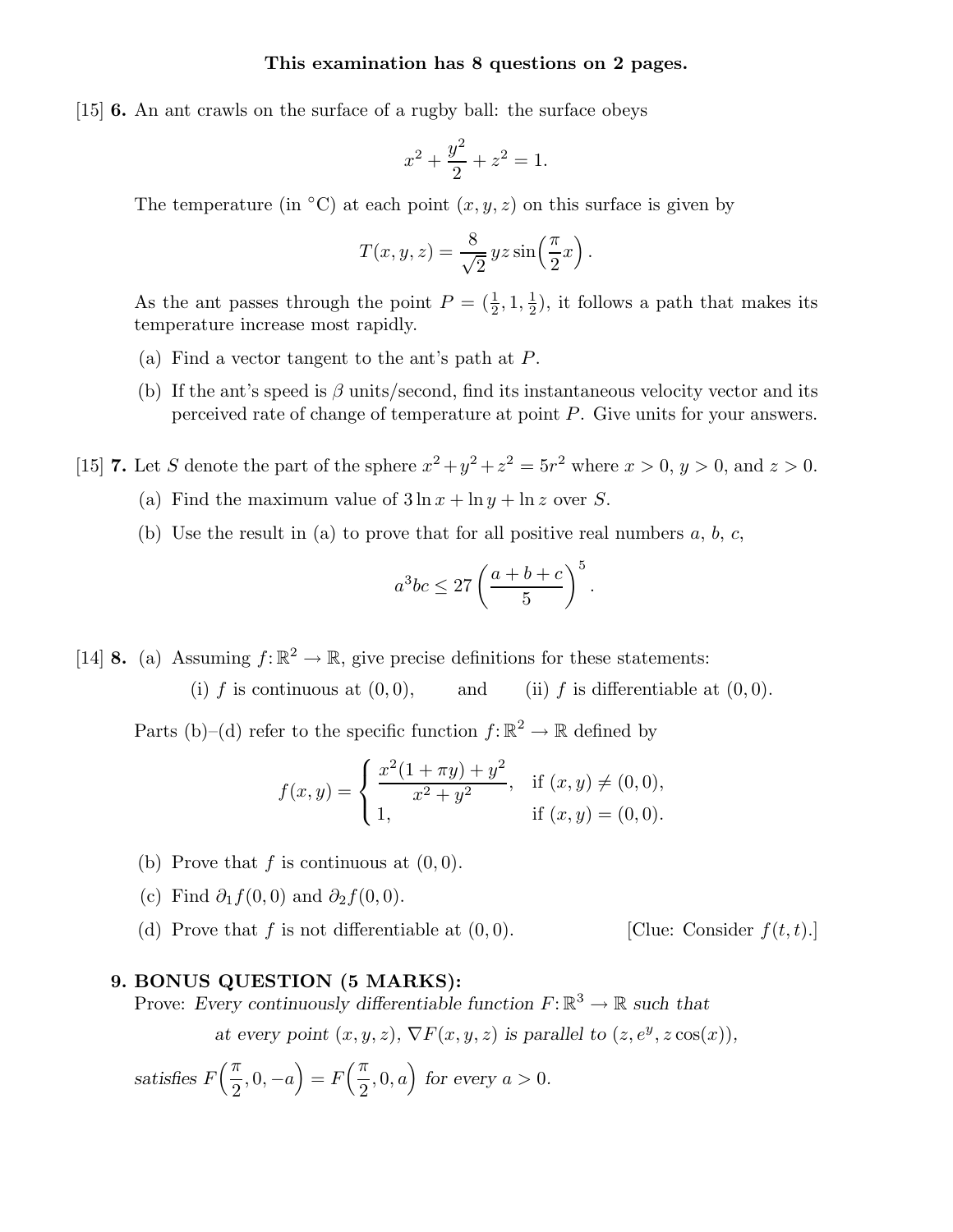**This examination has 8 questions on 2 pages.**

[15] **6.** An ant crawls on the surface of a rugby ball: the surface obeys

$$x^2 + \frac{y^2}{2} + z^2 = 1.$$

The temperature (in °C) at each point $(x, y, z)$ on this surface is given by

$$T(x, y, z) = \frac{8}{\sqrt{2}}\, yz \sin\!\left(\frac{\pi}{2}x\right).$$

As the ant passes through the point $P = (\frac{1}{2}, 1, \frac{1}{2})$, it follows a path that makes its temperature increase most rapidly.

(a) Find a vector tangent to the ant's path at $P$.

(b) If the ant's speed is $\beta$ units/second, find its instantaneous velocity vector and its perceived rate of change of temperature at point $P$. Give units for your answers.

[15] **7.** Let $S$ denote the part of the sphere $x^2+y^2+z^2 = 5r^2$ where $x > 0$, $y > 0$, and $z > 0$.

(a) Find the maximum value of $3\ln x + \ln y + \ln z$ over $S$.

(b) Use the result in (a) to prove that for all positive real numbers $a$, $b$, $c$,

$$a^3bc \le 27\left(\frac{a+b+c}{5}\right)^5.$$

[14] **8.** (a) Assuming $f\colon \mathbb{R}^2 \to \mathbb{R}$, give precise definitions for these statements:

(i) $f$ is continuous at $(0, 0)$, and (ii) $f$ is differentiable at $(0, 0)$.

Parts (b)–(d) refer to the specific function $f\colon \mathbb{R}^2 \to \mathbb{R}$ defined by

$$f(x, y) = \begin{cases} \dfrac{x^2(1 + \pi y) + y^2}{x^2 + y^2}, & \text{if } (x, y) \ne (0, 0), \\ 1, & \text{if } (x, y) = (0, 0). \end{cases}$$

(b) Prove that $f$ is continuous at $(0, 0)$.

(c) Find $\partial_1 f(0, 0)$ and $\partial_2 f(0, 0)$.

(d) Prove that $f$ is not differentiable at $(0, 0)$. [Clue: Consider $f(t, t)$.]

**9. BONUS QUESTION (5 MARKS):**

Prove: *Every continuously differentiable function $F\colon \mathbb{R}^3 \to \mathbb{R}$ such that*

*at every point $(x, y, z)$, $\nabla F(x, y, z)$ is parallel to $(z, e^y, z\cos(x))$,*

*satisfies $F\left(\frac{\pi}{2}, 0, -a\right) = F\left(\frac{\pi}{2}, 0, a\right)$ for every $a > 0$.*